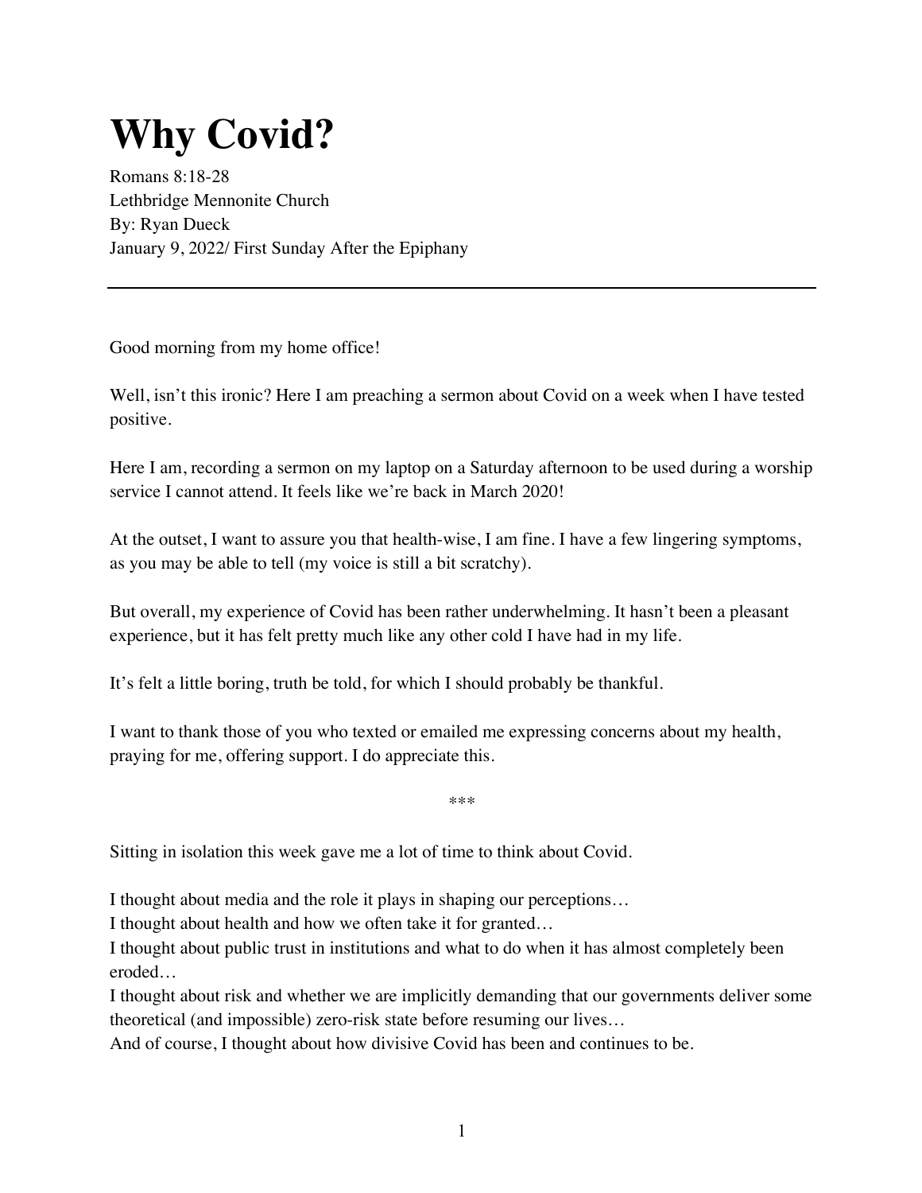# Why Covid?

Romans 8:18-28
Lethbridge Mennonite Church
By: Ryan Dueck
January 9, 2022/ First Sunday After the Epiphany

---

Good morning from my home office!

Well, isn't this ironic? Here I am preaching a sermon about Covid on a week when I have tested positive.

Here I am, recording a sermon on my laptop on a Saturday afternoon to be used during a worship service I cannot attend. It feels like we're back in March 2020!

At the outset, I want to assure you that health-wise, I am fine. I have a few lingering symptoms, as you may be able to tell (my voice is still a bit scratchy).

But overall, my experience of Covid has been rather underwhelming. It hasn't been a pleasant experience, but it has felt pretty much like any other cold I have had in my life.

It's felt a little boring, truth be told, for which I should probably be thankful.

I want to thank those of you who texted or emailed me expressing concerns about my health, praying for me, offering support. I do appreciate this.

***

Sitting in isolation this week gave me a lot of time to think about Covid.

I thought about media and the role it plays in shaping our perceptions…
I thought about health and how we often take it for granted…
I thought about public trust in institutions and what to do when it has almost completely been eroded…
I thought about risk and whether we are implicitly demanding that our governments deliver some theoretical (and impossible) zero-risk state before resuming our lives…
And of course, I thought about how divisive Covid has been and continues to be.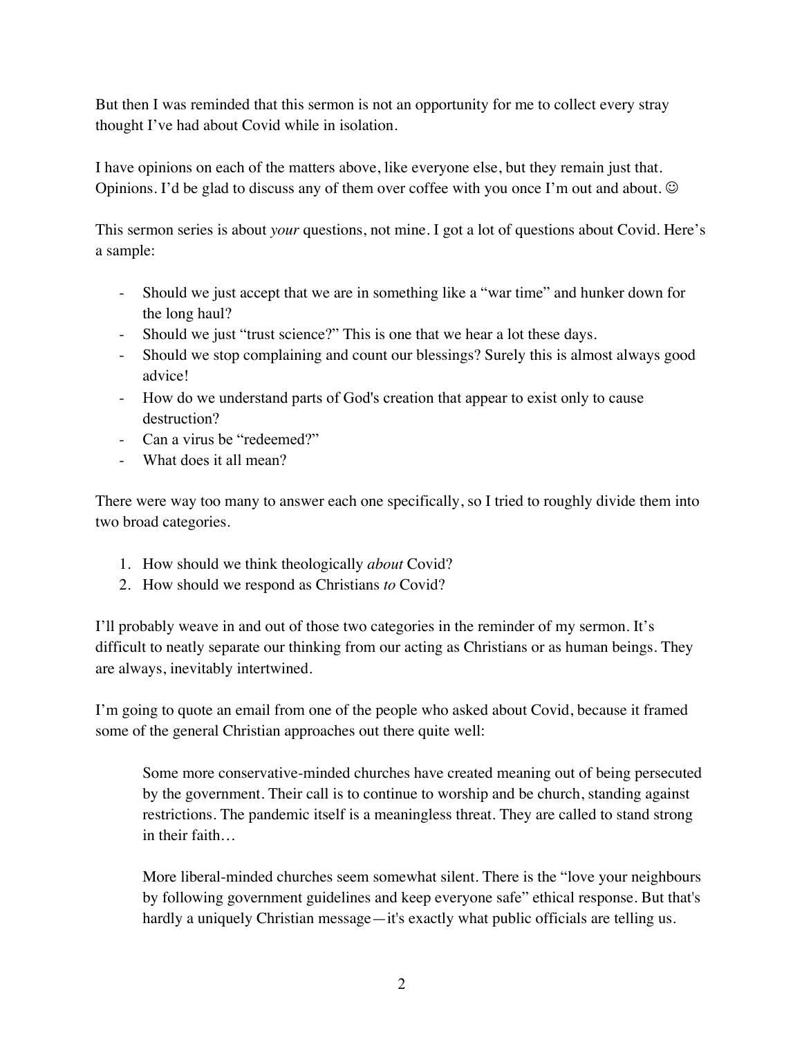But then I was reminded that this sermon is not an opportunity for me to collect every stray thought I've had about Covid while in isolation.

I have opinions on each of the matters above, like everyone else, but they remain just that. Opinions. I'd be glad to discuss any of them over coffee with you once I'm out and about. ☺

This sermon series is about *your* questions, not mine. I got a lot of questions about Covid. Here's a sample:

- Should we just accept that we are in something like a "war time" and hunker down for the long haul?
- Should we just "trust science?" This is one that we hear a lot these days.
- Should we stop complaining and count our blessings? Surely this is almost always good advice!
- How do we understand parts of God's creation that appear to exist only to cause destruction?
- Can a virus be "redeemed?"
- What does it all mean?

There were way too many to answer each one specifically, so I tried to roughly divide them into two broad categories.

1. How should we think theologically *about* Covid?
2. How should we respond as Christians *to* Covid?

I'll probably weave in and out of those two categories in the reminder of my sermon. It's difficult to neatly separate our thinking from our acting as Christians or as human beings. They are always, inevitably intertwined.

I'm going to quote an email from one of the people who asked about Covid, because it framed some of the general Christian approaches out there quite well:

> Some more conservative-minded churches have created meaning out of being persecuted by the government. Their call is to continue to worship and be church, standing against restrictions. The pandemic itself is a meaningless threat. They are called to stand strong in their faith…
>
> More liberal-minded churches seem somewhat silent. There is the "love your neighbours by following government guidelines and keep everyone safe" ethical response. But that's hardly a uniquely Christian message—it's exactly what public officials are telling us.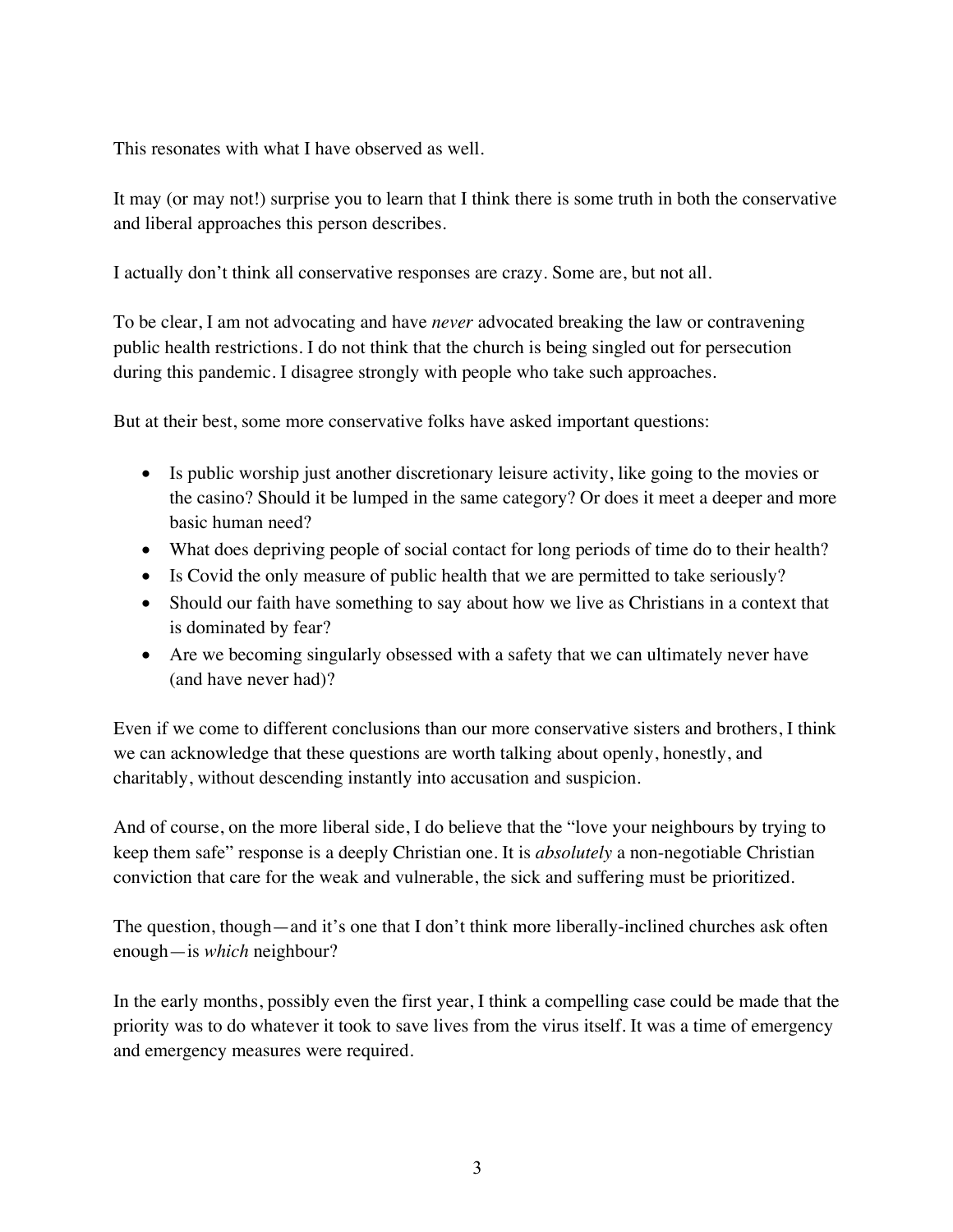This resonates with what I have observed as well.

It may (or may not!) surprise you to learn that I think there is some truth in both the conservative and liberal approaches this person describes.

I actually don't think all conservative responses are crazy. Some are, but not all.

To be clear, I am not advocating and have *never* advocated breaking the law or contravening public health restrictions. I do not think that the church is being singled out for persecution during this pandemic. I disagree strongly with people who take such approaches.

But at their best, some more conservative folks have asked important questions:

- Is public worship just another discretionary leisure activity, like going to the movies or the casino? Should it be lumped in the same category? Or does it meet a deeper and more basic human need?
- What does depriving people of social contact for long periods of time do to their health?
- Is Covid the only measure of public health that we are permitted to take seriously?
- Should our faith have something to say about how we live as Christians in a context that is dominated by fear?
- Are we becoming singularly obsessed with a safety that we can ultimately never have (and have never had)?

Even if we come to different conclusions than our more conservative sisters and brothers, I think we can acknowledge that these questions are worth talking about openly, honestly, and charitably, without descending instantly into accusation and suspicion.

And of course, on the more liberal side, I do believe that the "love your neighbours by trying to keep them safe" response is a deeply Christian one. It is *absolutely* a non-negotiable Christian conviction that care for the weak and vulnerable, the sick and suffering must be prioritized.

The question, though—and it's one that I don't think more liberally-inclined churches ask often enough—is *which* neighbour?

In the early months, possibly even the first year, I think a compelling case could be made that the priority was to do whatever it took to save lives from the virus itself. It was a time of emergency and emergency measures were required.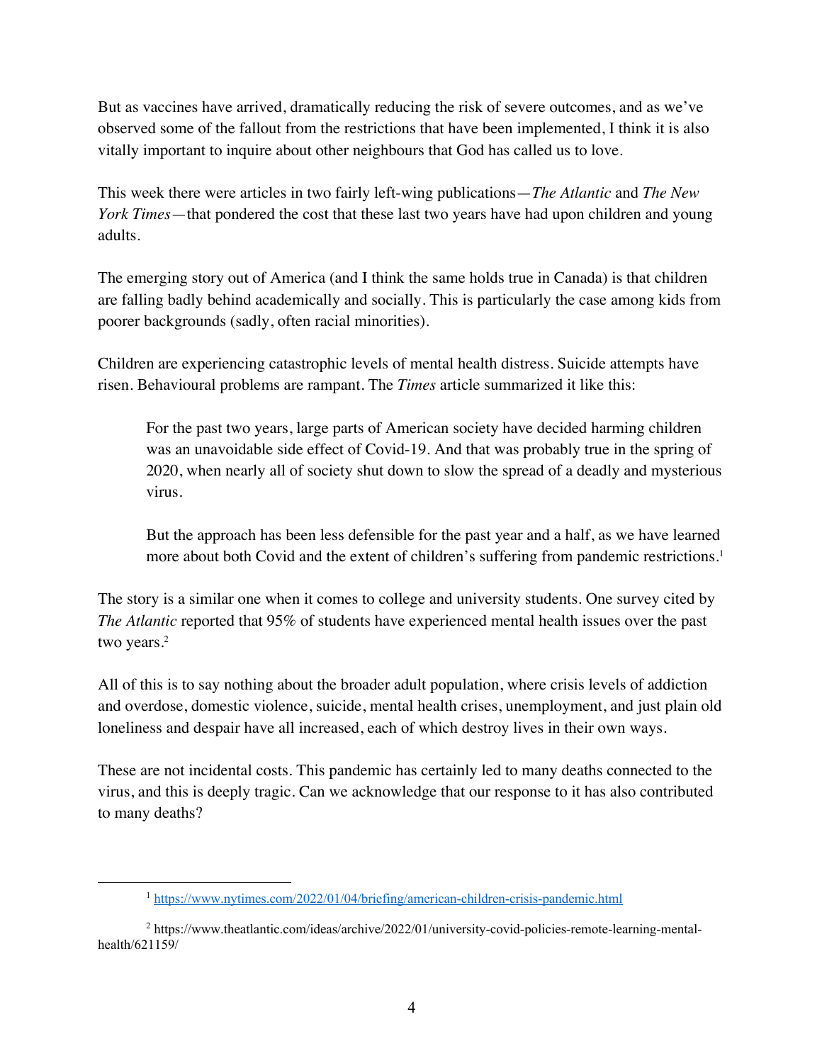But as vaccines have arrived, dramatically reducing the risk of severe outcomes, and as we've observed some of the fallout from the restrictions that have been implemented, I think it is also vitally important to inquire about other neighbours that God has called us to love.

This week there were articles in two fairly left-wing publications—*The Atlantic* and *The New York Times*—that pondered the cost that these last two years have had upon children and young adults.

The emerging story out of America (and I think the same holds true in Canada) is that children are falling badly behind academically and socially. This is particularly the case among kids from poorer backgrounds (sadly, often racial minorities).

Children are experiencing catastrophic levels of mental health distress. Suicide attempts have risen. Behavioural problems are rampant. The *Times* article summarized it like this:

> For the past two years, large parts of American society have decided harming children was an unavoidable side effect of Covid-19. And that was probably true in the spring of 2020, when nearly all of society shut down to slow the spread of a deadly and mysterious virus.
>
> But the approach has been less defensible for the past year and a half, as we have learned more about both Covid and the extent of children's suffering from pandemic restrictions.[1]

The story is a similar one when it comes to college and university students. One survey cited by *The Atlantic* reported that 95% of students have experienced mental health issues over the past two years.[2]

All of this is to say nothing about the broader adult population, where crisis levels of addiction and overdose, domestic violence, suicide, mental health crises, unemployment, and just plain old loneliness and despair have all increased, each of which destroy lives in their own ways.

These are not incidental costs. This pandemic has certainly led to many deaths connected to the virus, and this is deeply tragic. Can we acknowledge that our response to it has also contributed to many deaths?

---

[1] https://www.nytimes.com/2022/01/04/briefing/american-children-crisis-pandemic.html

[2] https://www.theatlantic.com/ideas/archive/2022/01/university-covid-policies-remote-learning-mental-health/621159/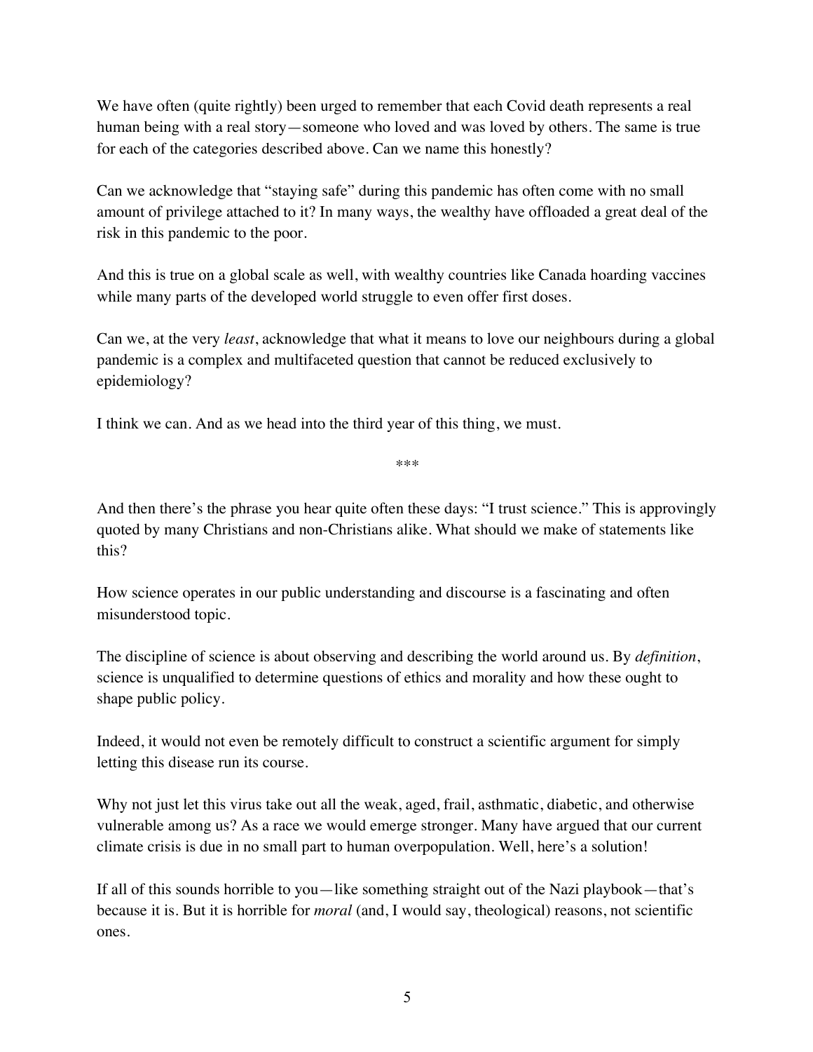We have often (quite rightly) been urged to remember that each Covid death represents a real human being with a real story—someone who loved and was loved by others. The same is true for each of the categories described above. Can we name this honestly?

Can we acknowledge that "staying safe" during this pandemic has often come with no small amount of privilege attached to it? In many ways, the wealthy have offloaded a great deal of the risk in this pandemic to the poor.

And this is true on a global scale as well, with wealthy countries like Canada hoarding vaccines while many parts of the developed world struggle to even offer first doses.

Can we, at the very *least*, acknowledge that what it means to love our neighbours during a global pandemic is a complex and multifaceted question that cannot be reduced exclusively to epidemiology?

I think we can. And as we head into the third year of this thing, we must.

***

And then there's the phrase you hear quite often these days: "I trust science." This is approvingly quoted by many Christians and non-Christians alike. What should we make of statements like this?

How science operates in our public understanding and discourse is a fascinating and often misunderstood topic.

The discipline of science is about observing and describing the world around us. By *definition*, science is unqualified to determine questions of ethics and morality and how these ought to shape public policy.

Indeed, it would not even be remotely difficult to construct a scientific argument for simply letting this disease run its course.

Why not just let this virus take out all the weak, aged, frail, asthmatic, diabetic, and otherwise vulnerable among us? As a race we would emerge stronger. Many have argued that our current climate crisis is due in no small part to human overpopulation. Well, here's a solution!

If all of this sounds horrible to you—like something straight out of the Nazi playbook—that's because it is. But it is horrible for *moral* (and, I would say, theological) reasons, not scientific ones.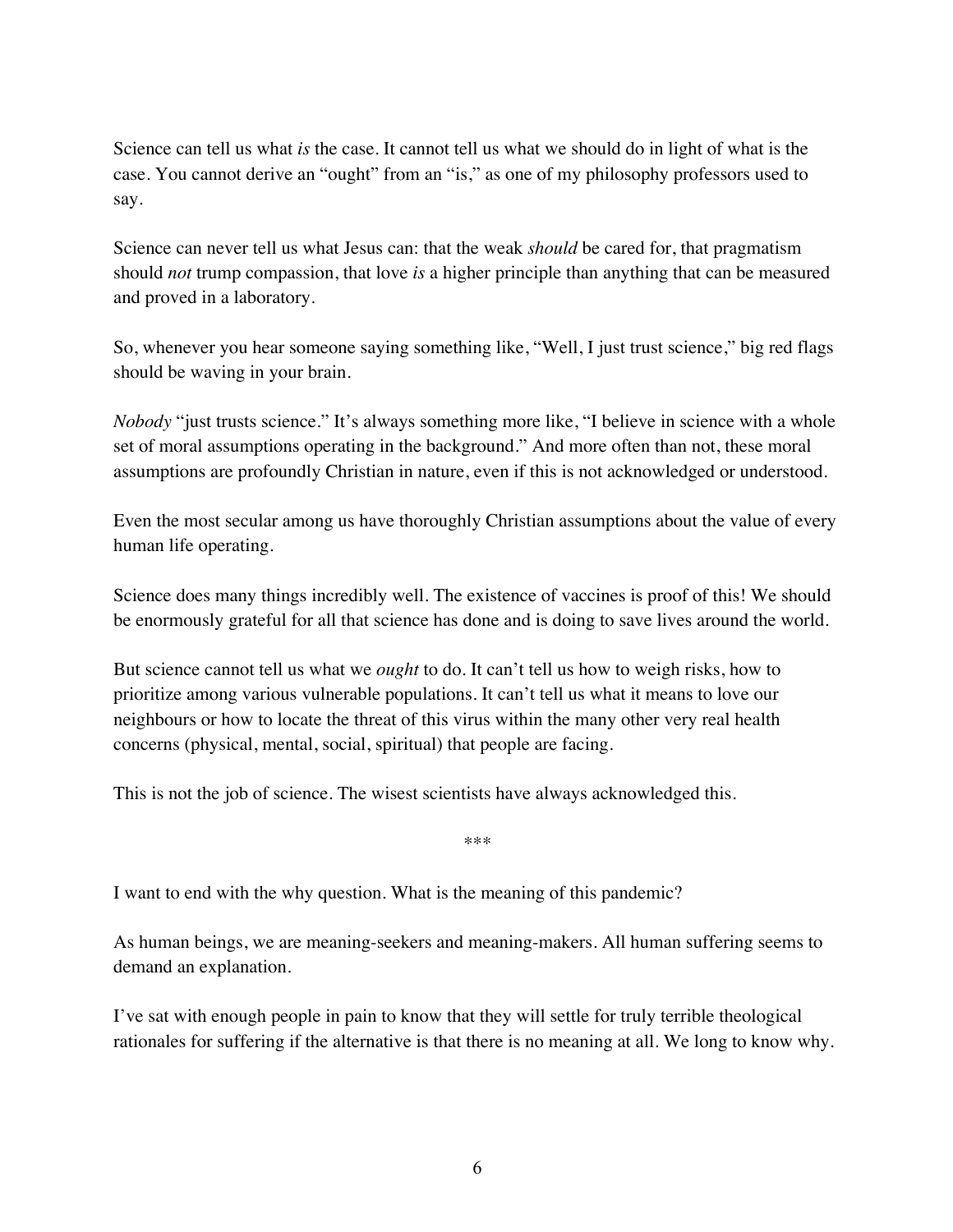Science can tell us what *is* the case. It cannot tell us what we should do in light of what is the case. You cannot derive an "ought" from an "is," as one of my philosophy professors used to say.

Science can never tell us what Jesus can: that the weak *should* be cared for, that pragmatism should *not* trump compassion, that love *is* a higher principle than anything that can be measured and proved in a laboratory.

So, whenever you hear someone saying something like, "Well, I just trust science," big red flags should be waving in your brain.

*Nobody* "just trusts science." It's always something more like, "I believe in science with a whole set of moral assumptions operating in the background." And more often than not, these moral assumptions are profoundly Christian in nature, even if this is not acknowledged or understood.

Even the most secular among us have thoroughly Christian assumptions about the value of every human life operating.

Science does many things incredibly well. The existence of vaccines is proof of this! We should be enormously grateful for all that science has done and is doing to save lives around the world.

But science cannot tell us what we *ought* to do. It can't tell us how to weigh risks, how to prioritize among various vulnerable populations. It can't tell us what it means to love our neighbours or how to locate the threat of this virus within the many other very real health concerns (physical, mental, social, spiritual) that people are facing.

This is not the job of science. The wisest scientists have always acknowledged this.

***

I want to end with the why question. What is the meaning of this pandemic?

As human beings, we are meaning-seekers and meaning-makers. All human suffering seems to demand an explanation.

I've sat with enough people in pain to know that they will settle for truly terrible theological rationales for suffering if the alternative is that there is no meaning at all. We long to know why.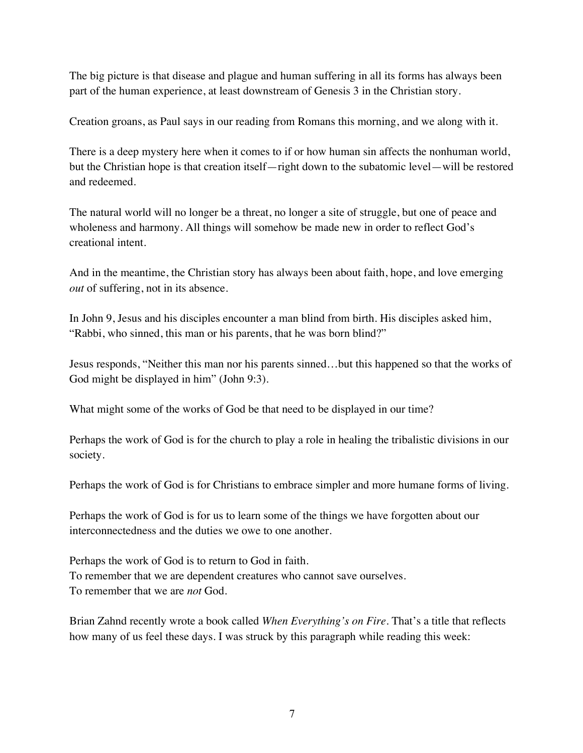The big picture is that disease and plague and human suffering in all its forms has always been part of the human experience, at least downstream of Genesis 3 in the Christian story.

Creation groans, as Paul says in our reading from Romans this morning, and we along with it.

There is a deep mystery here when it comes to if or how human sin affects the nonhuman world, but the Christian hope is that creation itself—right down to the subatomic level—will be restored and redeemed.

The natural world will no longer be a threat, no longer a site of struggle, but one of peace and wholeness and harmony. All things will somehow be made new in order to reflect God's creational intent.

And in the meantime, the Christian story has always been about faith, hope, and love emerging *out* of suffering, not in its absence.

In John 9, Jesus and his disciples encounter a man blind from birth. His disciples asked him, "Rabbi, who sinned, this man or his parents, that he was born blind?"

Jesus responds, "Neither this man nor his parents sinned…but this happened so that the works of God might be displayed in him" (John 9:3).

What might some of the works of God be that need to be displayed in our time?

Perhaps the work of God is for the church to play a role in healing the tribalistic divisions in our society.

Perhaps the work of God is for Christians to embrace simpler and more humane forms of living.

Perhaps the work of God is for us to learn some of the things we have forgotten about our interconnectedness and the duties we owe to one another.

Perhaps the work of God is to return to God in faith.
To remember that we are dependent creatures who cannot save ourselves.
To remember that we are *not* God.

Brian Zahnd recently wrote a book called *When Everything's on Fire*. That's a title that reflects how many of us feel these days. I was struck by this paragraph while reading this week: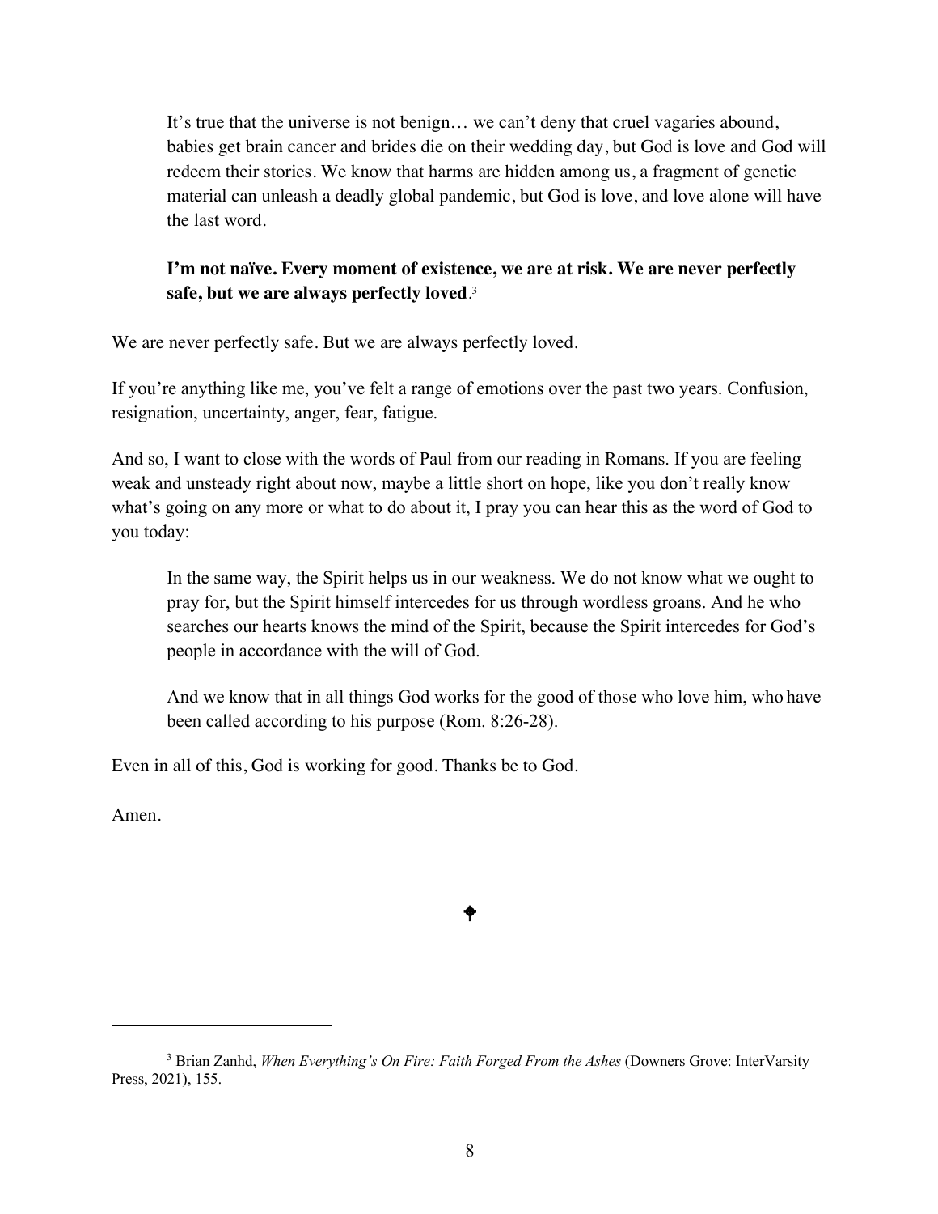> It's true that the universe is not benign… we can't deny that cruel vagaries abound, babies get brain cancer and brides die on their wedding day, but God is love and God will redeem their stories. We know that harms are hidden among us, a fragment of genetic material can unleash a deadly global pandemic, but God is love, and love alone will have the last word.
>
> **I'm not naïve. Every moment of existence, we are at risk. We are never perfectly safe, but we are always perfectly loved**.[3]

We are never perfectly safe. But we are always perfectly loved.

If you're anything like me, you've felt a range of emotions over the past two years. Confusion, resignation, uncertainty, anger, fear, fatigue.

And so, I want to close with the words of Paul from our reading in Romans. If you are feeling weak and unsteady right about now, maybe a little short on hope, like you don't really know what's going on any more or what to do about it, I pray you can hear this as the word of God to you today:

> In the same way, the Spirit helps us in our weakness. We do not know what we ought to pray for, but the Spirit himself intercedes for us through wordless groans. And he who searches our hearts knows the mind of the Spirit, because the Spirit intercedes for God's people in accordance with the will of God.
>
> And we know that in all things God works for the good of those who love him, who have been called according to his purpose (Rom. 8:26-28).

Even in all of this, God is working for good. Thanks be to God.

Amen.

✦

---

[3] Brian Zahnd, *When Everything's On Fire: Faith Forged From the Ashes* (Downers Grove: InterVarsity Press, 2021), 155.